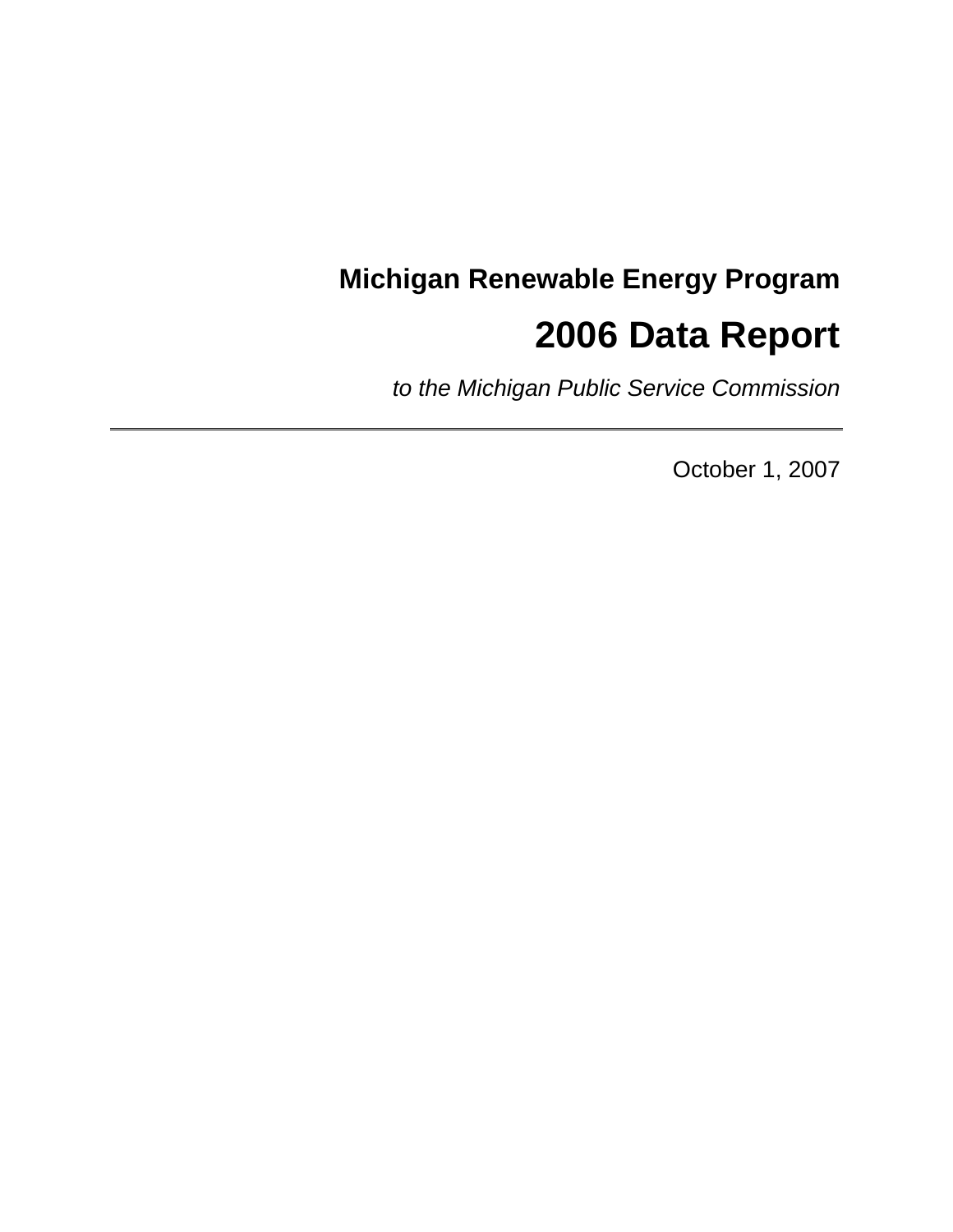**Michigan Renewable Energy Program**

# 2006 Data Report

*to the Michigan Public Service Commission*

---

October 1, 2007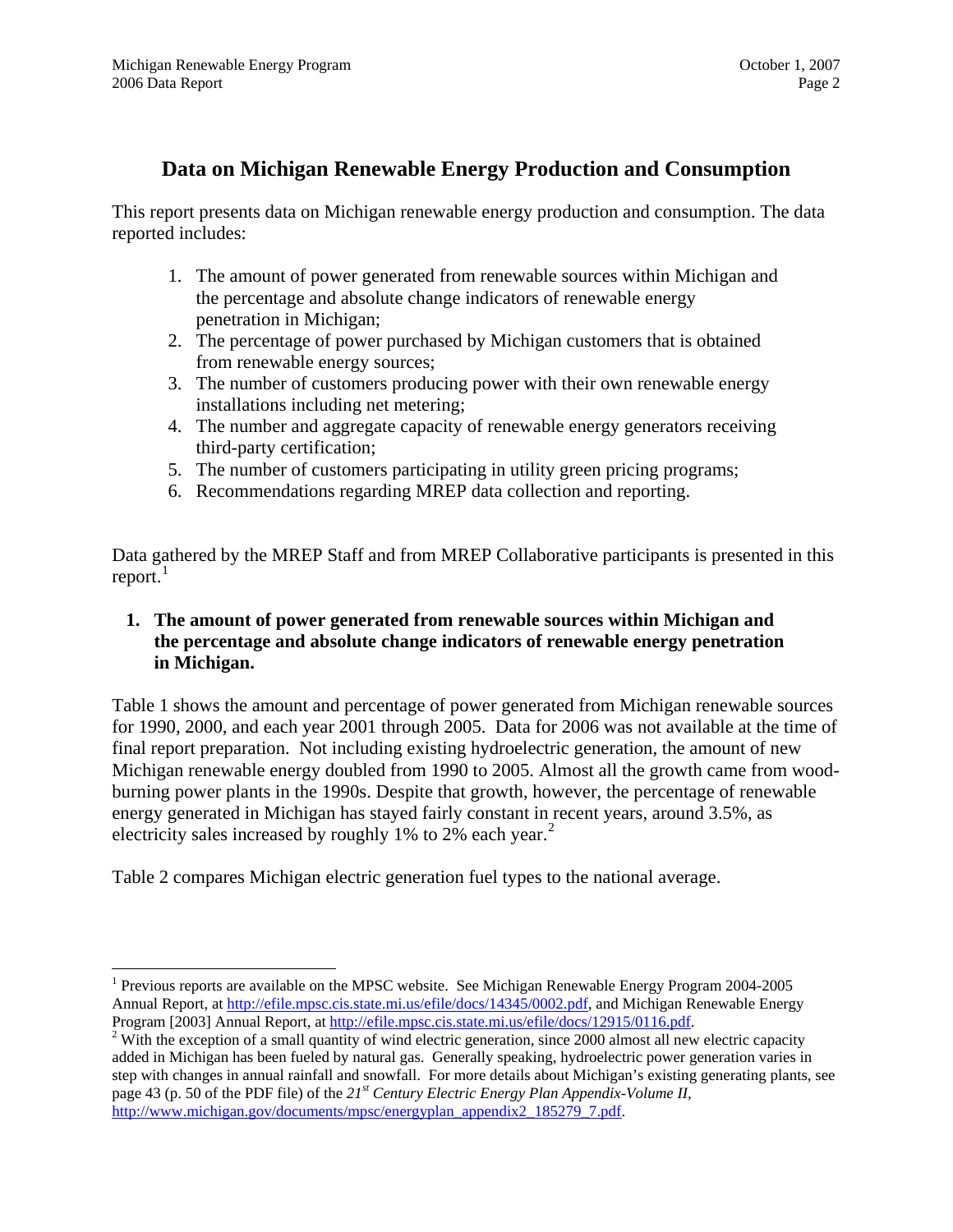## Data on Michigan Renewable Energy Production and Consumption

This report presents data on Michigan renewable energy production and consumption. The data reported includes:

1. The amount of power generated from renewable sources within Michigan and the percentage and absolute change indicators of renewable energy penetration in Michigan;
2. The percentage of power purchased by Michigan customers that is obtained from renewable energy sources;
3. The number of customers producing power with their own renewable energy installations including net metering;
4. The number and aggregate capacity of renewable energy generators receiving third-party certification;
5. The number of customers participating in utility green pricing programs;
6. Recommendations regarding MREP data collection and reporting.

Data gathered by the MREP Staff and from MREP Collaborative participants is presented in this report.[1]

### 1. The amount of power generated from renewable sources within Michigan and the percentage and absolute change indicators of renewable energy penetration in Michigan.

Table 1 shows the amount and percentage of power generated from Michigan renewable sources for 1990, 2000, and each year 2001 through 2005. Data for 2006 was not available at the time of final report preparation. Not including existing hydroelectric generation, the amount of new Michigan renewable energy doubled from 1990 to 2005. Almost all the growth came from wood-burning power plants in the 1990s. Despite that growth, however, the percentage of renewable energy generated in Michigan has stayed fairly constant in recent years, around 3.5%, as electricity sales increased by roughly 1% to 2% each year.[2]

Table 2 compares Michigan electric generation fuel types to the national average.

---

[1] Previous reports are available on the MPSC website. See Michigan Renewable Energy Program 2004-2005 Annual Report, at http://efile.mpsc.cis.state.mi.us/efile/docs/14345/0002.pdf, and Michigan Renewable Energy Program [2003] Annual Report, at http://efile.mpsc.cis.state.mi.us/efile/docs/12915/0116.pdf.

[2] With the exception of a small quantity of wind electric generation, since 2000 almost all new electric capacity added in Michigan has been fueled by natural gas. Generally speaking, hydroelectric power generation varies in step with changes in annual rainfall and snowfall. For more details about Michigan's existing generating plants, see page 43 (p. 50 of the PDF file) of the *21st Century Electric Energy Plan Appendix-Volume II*, http://www.michigan.gov/documents/mpsc/energyplan_appendix2_185279_7.pdf.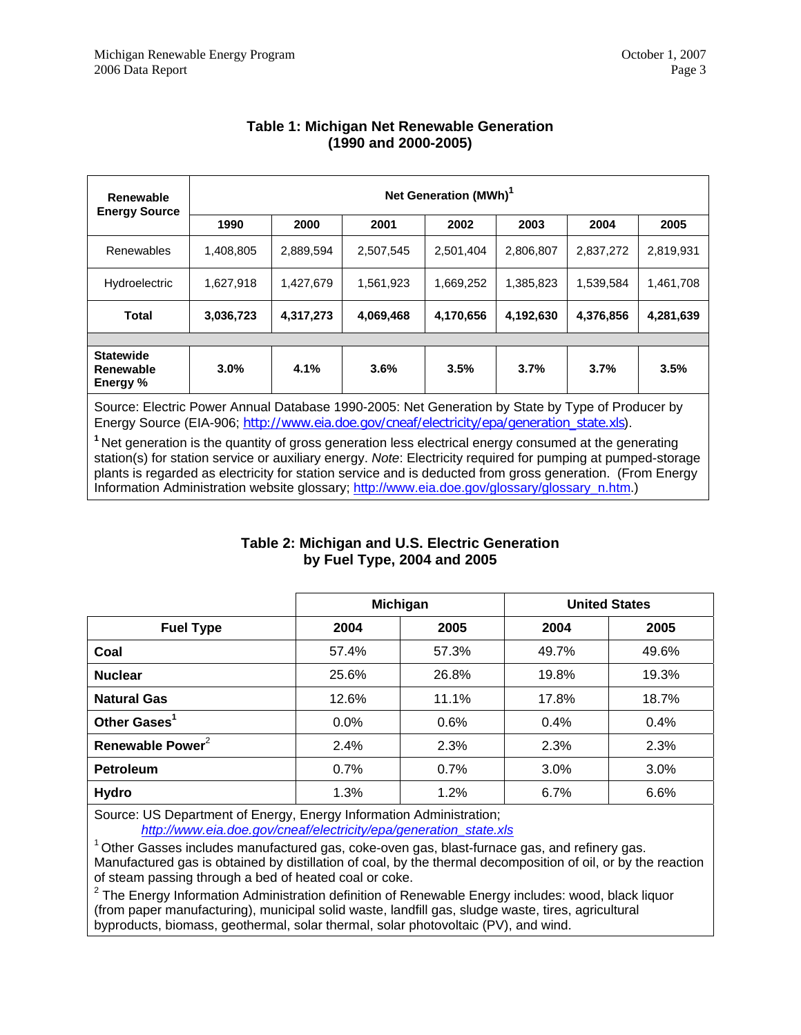### Table 1: Michigan Net Renewable Generation (1990 and 2000-2005)

| Renewable Energy Source | Net Generation (MWh)[1] | | | | | | |
|---|---|---|---|---|---|---|---|
| | 1990 | 2000 | 2001 | 2002 | 2003 | 2004 | 2005 |
| Renewables | 1,408,805 | 2,889,594 | 2,507,545 | 2,501,404 | 2,806,807 | 2,837,272 | 2,819,931 |
| Hydroelectric | 1,627,918 | 1,427,679 | 1,561,923 | 1,669,252 | 1,385,823 | 1,539,584 | 1,461,708 |
| **Total** | **3,036,723** | **4,317,273** | **4,069,468** | **4,170,656** | **4,192,630** | **4,376,856** | **4,281,639** |
| **Statewide Renewable Energy %** | **3.0%** | **4.1%** | **3.6%** | **3.5%** | **3.7%** | **3.7%** | **3.5%** |

Source: Electric Power Annual Database 1990-2005: Net Generation by State by Type of Producer by Energy Source (EIA-906; http://www.eia.doe.gov/cneaf/electricity/epa/generation_state.xls).

[1] Net generation is the quantity of gross generation less electrical energy consumed at the generating station(s) for station service or auxiliary energy. *Note*: Electricity required for pumping at pumped-storage plants is regarded as electricity for station service and is deducted from gross generation. (From Energy Information Administration website glossary; http://www.eia.doe.gov/glossary/glossary_n.htm.)

### Table 2: Michigan and U.S. Electric Generation by Fuel Type, 2004 and 2005

| | Michigan | | United States | |
|---|---|---|---|---|
| **Fuel Type** | **2004** | **2005** | **2004** | **2005** |
| **Coal** | 57.4% | 57.3% | 49.7% | 49.6% |
| **Nuclear** | 25.6% | 26.8% | 19.8% | 19.3% |
| **Natural Gas** | 12.6% | 11.1% | 17.8% | 18.7% |
| **Other Gases[1]** | 0.0% | 0.6% | 0.4% | 0.4% |
| **Renewable Power[2]** | 2.4% | 2.3% | 2.3% | 2.3% |
| **Petroleum** | 0.7% | 0.7% | 3.0% | 3.0% |
| **Hydro** | 1.3% | 1.2% | 6.7% | 6.6% |

Source: US Department of Energy, Energy Information Administration;
*http://www.eia.doe.gov/cneaf/electricity/epa/generation_state.xls*

[1] Other Gasses includes manufactured gas, coke-oven gas, blast-furnace gas, and refinery gas. Manufactured gas is obtained by distillation of coal, by the thermal decomposition of oil, or by the reaction of steam passing through a bed of heated coal or coke.

[2] The Energy Information Administration definition of Renewable Energy includes: wood, black liquor (from paper manufacturing), municipal solid waste, landfill gas, sludge waste, tires, agricultural byproducts, biomass, geothermal, solar thermal, solar photovoltaic (PV), and wind.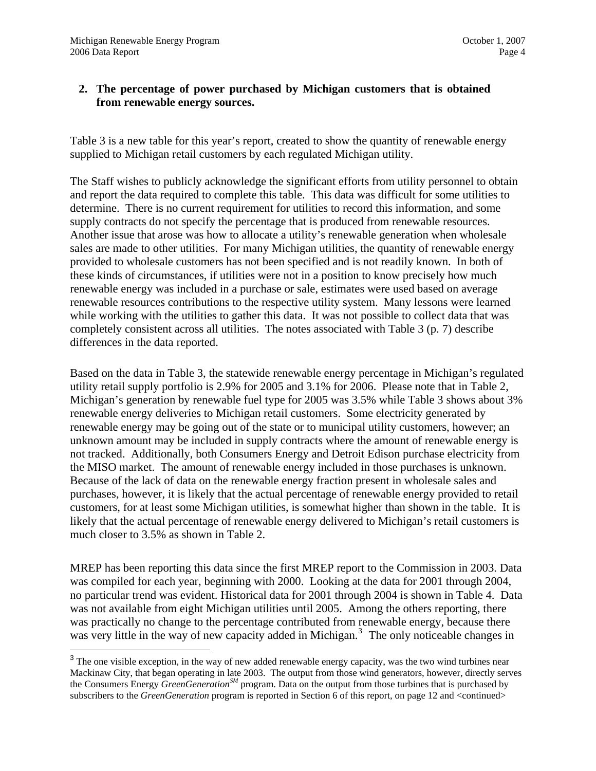## 2. The percentage of power purchased by Michigan customers that is obtained from renewable energy sources.

Table 3 is a new table for this year's report, created to show the quantity of renewable energy supplied to Michigan retail customers by each regulated Michigan utility.

The Staff wishes to publicly acknowledge the significant efforts from utility personnel to obtain and report the data required to complete this table. This data was difficult for some utilities to determine. There is no current requirement for utilities to record this information, and some supply contracts do not specify the percentage that is produced from renewable resources. Another issue that arose was how to allocate a utility's renewable generation when wholesale sales are made to other utilities. For many Michigan utilities, the quantity of renewable energy provided to wholesale customers has not been specified and is not readily known. In both of these kinds of circumstances, if utilities were not in a position to know precisely how much renewable energy was included in a purchase or sale, estimates were used based on average renewable resources contributions to the respective utility system. Many lessons were learned while working with the utilities to gather this data. It was not possible to collect data that was completely consistent across all utilities. The notes associated with Table 3 (p. 7) describe differences in the data reported.

Based on the data in Table 3, the statewide renewable energy percentage in Michigan's regulated utility retail supply portfolio is 2.9% for 2005 and 3.1% for 2006. Please note that in Table 2, Michigan's generation by renewable fuel type for 2005 was 3.5% while Table 3 shows about 3% renewable energy deliveries to Michigan retail customers. Some electricity generated by renewable energy may be going out of the state or to municipal utility customers, however; an unknown amount may be included in supply contracts where the amount of renewable energy is not tracked. Additionally, both Consumers Energy and Detroit Edison purchase electricity from the MISO market. The amount of renewable energy included in those purchases is unknown. Because of the lack of data on the renewable energy fraction present in wholesale sales and purchases, however, it is likely that the actual percentage of renewable energy provided to retail customers, for at least some Michigan utilities, is somewhat higher than shown in the table. It is likely that the actual percentage of renewable energy delivered to Michigan's retail customers is much closer to 3.5% as shown in Table 2.

MREP has been reporting this data since the first MREP report to the Commission in 2003. Data was compiled for each year, beginning with 2000. Looking at the data for 2001 through 2004, no particular trend was evident. Historical data for 2001 through 2004 is shown in Table 4. Data was not available from eight Michigan utilities until 2005. Among the others reporting, there was practically no change to the percentage contributed from renewable energy, because there was very little in the way of new capacity added in Michigan.[3] The only noticeable changes in

[3] The one visible exception, in the way of new added renewable energy capacity, was the two wind turbines near Mackinaw City, that began operating in late 2003. The output from those wind generators, however, directly serves the Consumers Energy *GreenGeneration*$^{SM}$ program. Data on the output from those turbines that is purchased by subscribers to the *GreenGeneration* program is reported in Section 6 of this report, on page 12 and <continued>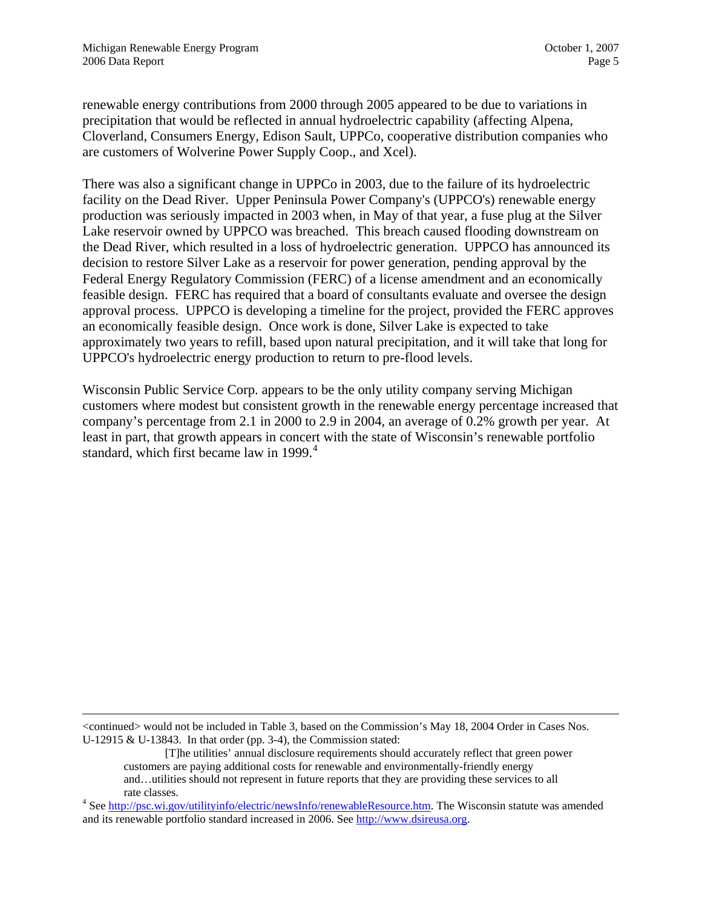renewable energy contributions from 2000 through 2005 appeared to be due to variations in precipitation that would be reflected in annual hydroelectric capability (affecting Alpena, Cloverland, Consumers Energy, Edison Sault, UPPCo, cooperative distribution companies who are customers of Wolverine Power Supply Coop., and Xcel).

There was also a significant change in UPPCo in 2003, due to the failure of its hydroelectric facility on the Dead River. Upper Peninsula Power Company's (UPPCO's) renewable energy production was seriously impacted in 2003 when, in May of that year, a fuse plug at the Silver Lake reservoir owned by UPPCO was breached. This breach caused flooding downstream on the Dead River, which resulted in a loss of hydroelectric generation. UPPCO has announced its decision to restore Silver Lake as a reservoir for power generation, pending approval by the Federal Energy Regulatory Commission (FERC) of a license amendment and an economically feasible design. FERC has required that a board of consultants evaluate and oversee the design approval process. UPPCO is developing a timeline for the project, provided the FERC approves an economically feasible design. Once work is done, Silver Lake is expected to take approximately two years to refill, based upon natural precipitation, and it will take that long for UPPCO's hydroelectric energy production to return to pre-flood levels.

Wisconsin Public Service Corp. appears to be the only utility company serving Michigan customers where modest but consistent growth in the renewable energy percentage increased that company's percentage from 2.1 in 2000 to 2.9 in 2004, an average of 0.2% growth per year. At least in part, that growth appears in concert with the state of Wisconsin's renewable portfolio standard, which first became law in 1999.[4]

---

<continued> would not be included in Table 3, based on the Commission's May 18, 2004 Order in Cases Nos. U-12915 & U-13843. In that order (pp. 3-4), the Commission stated:

> [T]he utilities' annual disclosure requirements should accurately reflect that green power customers are paying additional costs for renewable and environmentally-friendly energy and…utilities should not represent in future reports that they are providing these services to all rate classes.

[4] See http://psc.wi.gov/utilityinfo/electric/newsInfo/renewableResource.htm. The Wisconsin statute was amended and its renewable portfolio standard increased in 2006. See http://www.dsireusa.org.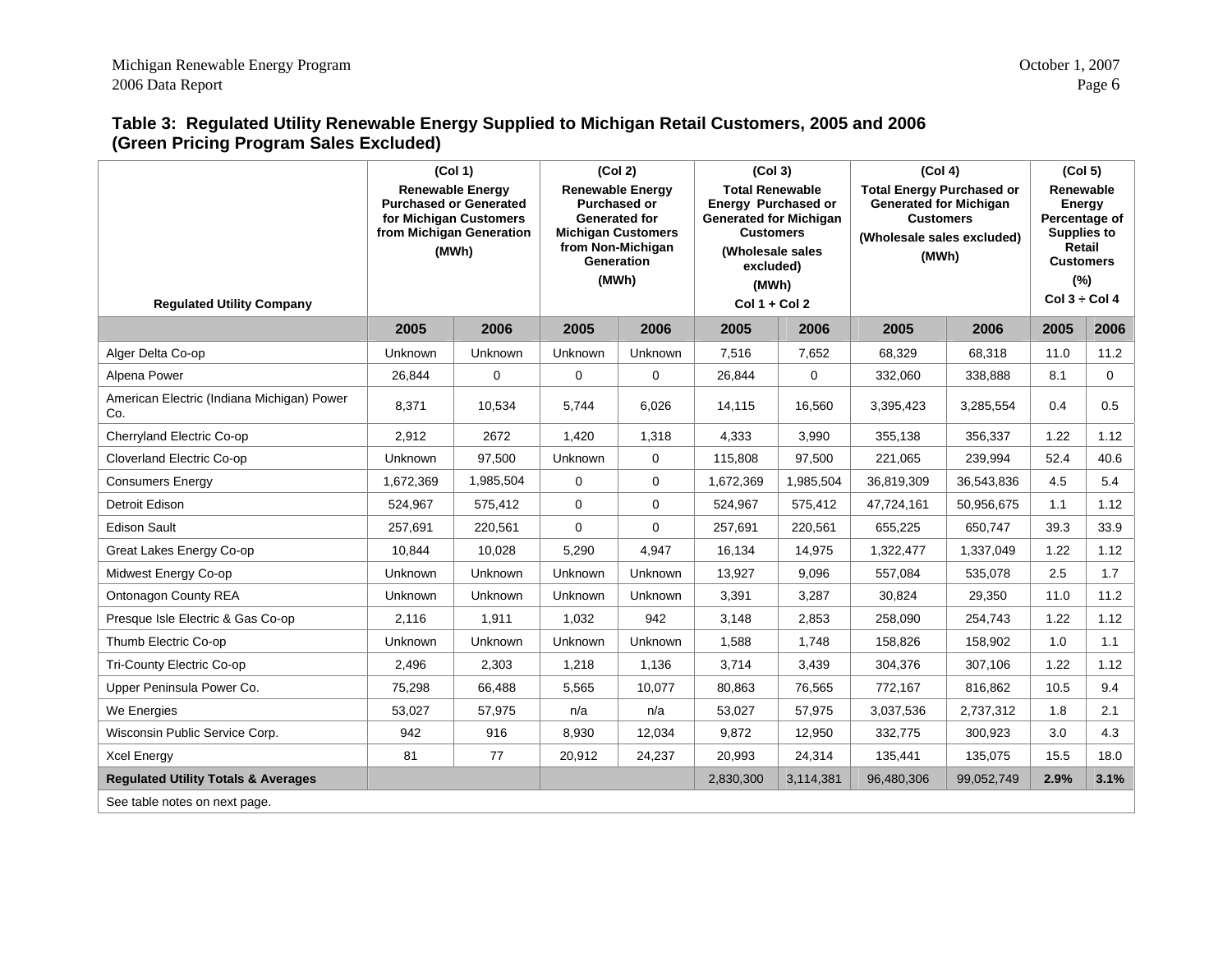**Table 3: Regulated Utility Renewable Energy Supplied to Michigan Retail Customers, 2005 and 2006 (Green Pricing Program Sales Excluded)**

| Regulated Utility Company | (Col 1) Renewable Energy Purchased or Generated for Michigan Customers from Michigan Generation (MWh) | | (Col 2) Renewable Energy Purchased or Generated for Michigan Customers from Non-Michigan Generation (MWh) | | (Col 3) Total Renewable Energy Purchased or Generated for Michigan Customers (Wholesale sales excluded) (MWh) Col 1 + Col 2 | | (Col 4) Total Energy Purchased or Generated for Michigan Customers (Wholesale sales excluded) (MWh) | | (Col 5) Renewable Energy Percentage of Supplies to Retail Customers (%) Col 3 ÷ Col 4 | |
|---|---|---|---|---|---|---|---|---|---|---|
| | 2005 | 2006 | 2005 | 2006 | 2005 | 2006 | 2005 | 2006 | 2005 | 2006 |
| Alger Delta Co-op | Unknown | Unknown | Unknown | Unknown | 7,516 | 7,652 | 68,329 | 68,318 | 11.0 | 11.2 |
| Alpena Power | 26,844 | 0 | 0 | 0 | 26,844 | 0 | 332,060 | 338,888 | 8.1 | 0 |
| American Electric (Indiana Michigan) Power Co. | 8,371 | 10,534 | 5,744 | 6,026 | 14,115 | 16,560 | 3,395,423 | 3,285,554 | 0.4 | 0.5 |
| Cherryland Electric Co-op | 2,912 | 2672 | 1,420 | 1,318 | 4,333 | 3,990 | 355,138 | 356,337 | 1.22 | 1.12 |
| Cloverland Electric Co-op | Unknown | 97,500 | Unknown | 0 | 115,808 | 97,500 | 221,065 | 239,994 | 52.4 | 40.6 |
| Consumers Energy | 1,672,369 | 1,985,504 | 0 | 0 | 1,672,369 | 1,985,504 | 36,819,309 | 36,543,836 | 4.5 | 5.4 |
| Detroit Edison | 524,967 | 575,412 | 0 | 0 | 524,967 | 575,412 | 47,724,161 | 50,956,675 | 1.1 | 1.12 |
| Edison Sault | 257,691 | 220,561 | 0 | 0 | 257,691 | 220,561 | 655,225 | 650,747 | 39.3 | 33.9 |
| Great Lakes Energy Co-op | 10,844 | 10,028 | 5,290 | 4,947 | 16,134 | 14,975 | 1,322,477 | 1,337,049 | 1.22 | 1.12 |
| Midwest Energy Co-op | Unknown | Unknown | Unknown | Unknown | 13,927 | 9,096 | 557,084 | 535,078 | 2.5 | 1.7 |
| Ontonagon County REA | Unknown | Unknown | Unknown | Unknown | 3,391 | 3,287 | 30,824 | 29,350 | 11.0 | 11.2 |
| Presque Isle Electric & Gas Co-op | 2,116 | 1,911 | 1,032 | 942 | 3,148 | 2,853 | 258,090 | 254,743 | 1.22 | 1.12 |
| Thumb Electric Co-op | Unknown | Unknown | Unknown | Unknown | 1,588 | 1,748 | 158,826 | 158,902 | 1.0 | 1.1 |
| Tri-County Electric Co-op | 2,496 | 2,303 | 1,218 | 1,136 | 3,714 | 3,439 | 304,376 | 307,106 | 1.22 | 1.12 |
| Upper Peninsula Power Co. | 75,298 | 66,488 | 5,565 | 10,077 | 80,863 | 76,565 | 772,167 | 816,862 | 10.5 | 9.4 |
| We Energies | 53,027 | 57,975 | n/a | n/a | 53,027 | 57,975 | 3,037,536 | 2,737,312 | 1.8 | 2.1 |
| Wisconsin Public Service Corp. | 942 | 916 | 8,930 | 12,034 | 9,872 | 12,950 | 332,775 | 300,923 | 3.0 | 4.3 |
| Xcel Energy | 81 | 77 | 20,912 | 24,237 | 20,993 | 24,314 | 135,441 | 135,075 | 15.5 | 18.0 |
| **Regulated Utility Totals & Averages** | | | | | 2,830,300 | 3,114,381 | 96,480,306 | 99,052,749 | **2.9%** | **3.1%** |

See table notes on next page.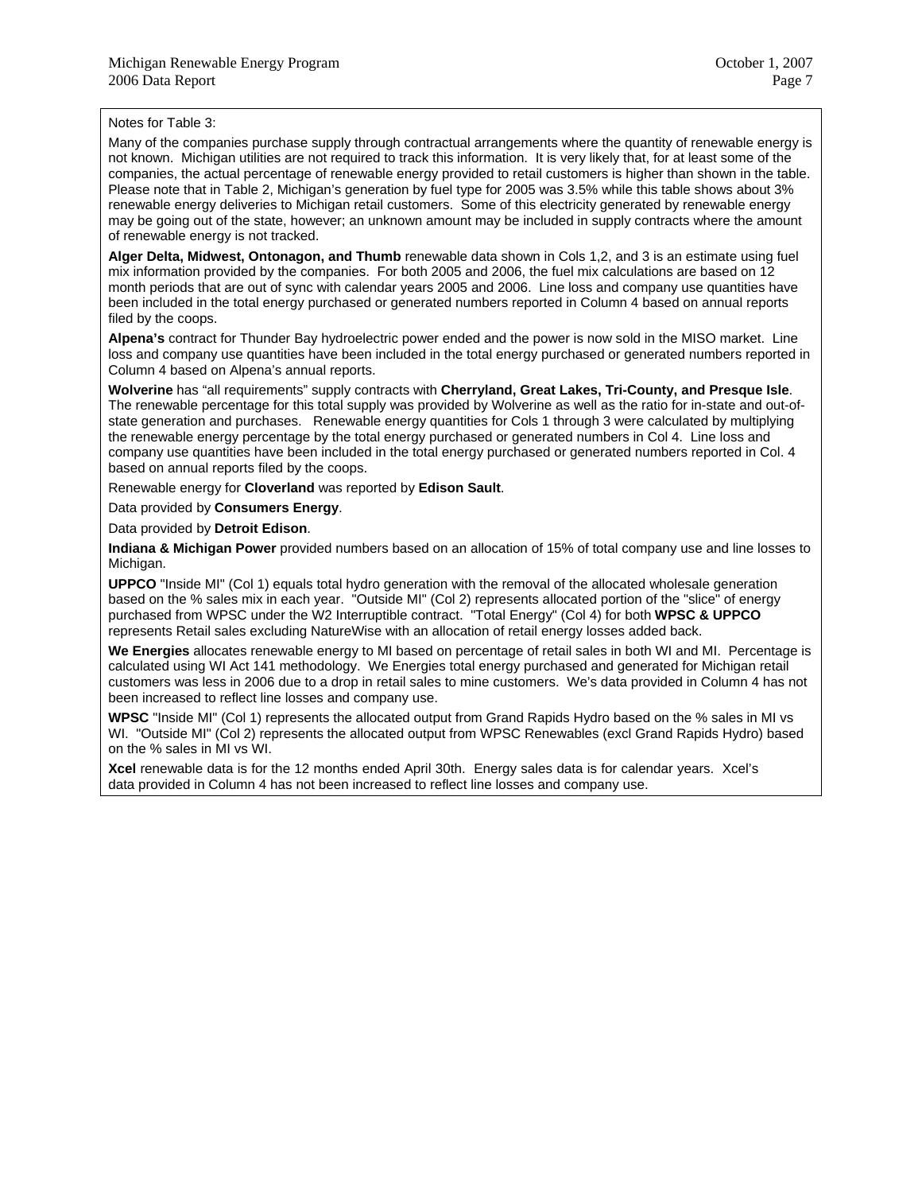Notes for Table 3:

Many of the companies purchase supply through contractual arrangements where the quantity of renewable energy is not known. Michigan utilities are not required to track this information. It is very likely that, for at least some of the companies, the actual percentage of renewable energy provided to retail customers is higher than shown in the table. Please note that in Table 2, Michigan's generation by fuel type for 2005 was 3.5% while this table shows about 3% renewable energy deliveries to Michigan retail customers. Some of this electricity generated by renewable energy may be going out of the state, however; an unknown amount may be included in supply contracts where the amount of renewable energy is not tracked.

**Alger Delta, Midwest, Ontonagon, and Thumb** renewable data shown in Cols 1,2, and 3 is an estimate using fuel mix information provided by the companies. For both 2005 and 2006, the fuel mix calculations are based on 12 month periods that are out of sync with calendar years 2005 and 2006. Line loss and company use quantities have been included in the total energy purchased or generated numbers reported in Column 4 based on annual reports filed by the coops.

**Alpena's** contract for Thunder Bay hydroelectric power ended and the power is now sold in the MISO market. Line loss and company use quantities have been included in the total energy purchased or generated numbers reported in Column 4 based on Alpena's annual reports.

**Wolverine** has "all requirements" supply contracts with **Cherryland, Great Lakes, Tri-County, and Presque Isle**. The renewable percentage for this total supply was provided by Wolverine as well as the ratio for in-state and out-of-state generation and purchases. Renewable energy quantities for Cols 1 through 3 were calculated by multiplying the renewable energy percentage by the total energy purchased or generated numbers in Col 4. Line loss and company use quantities have been included in the total energy purchased or generated numbers reported in Col. 4 based on annual reports filed by the coops.

Renewable energy for **Cloverland** was reported by **Edison Sault**.

Data provided by **Consumers Energy**.

Data provided by **Detroit Edison**.

**Indiana & Michigan Power** provided numbers based on an allocation of 15% of total company use and line losses to Michigan.

**UPPCO** "Inside MI" (Col 1) equals total hydro generation with the removal of the allocated wholesale generation based on the % sales mix in each year. "Outside MI" (Col 2) represents allocated portion of the "slice" of energy purchased from WPSC under the W2 Interruptible contract. "Total Energy" (Col 4) for both **WPSC & UPPCO** represents Retail sales excluding NatureWise with an allocation of retail energy losses added back.

**We Energies** allocates renewable energy to MI based on percentage of retail sales in both WI and MI. Percentage is calculated using WI Act 141 methodology. We Energies total energy purchased and generated for Michigan retail customers was less in 2006 due to a drop in retail sales to mine customers. We's data provided in Column 4 has not been increased to reflect line losses and company use.

**WPSC** "Inside MI" (Col 1) represents the allocated output from Grand Rapids Hydro based on the % sales in MI vs WI. "Outside MI" (Col 2) represents the allocated output from WPSC Renewables (excl Grand Rapids Hydro) based on the % sales in MI vs WI.

**Xcel** renewable data is for the 12 months ended April 30th. Energy sales data is for calendar years. Xcel's data provided in Column 4 has not been increased to reflect line losses and company use.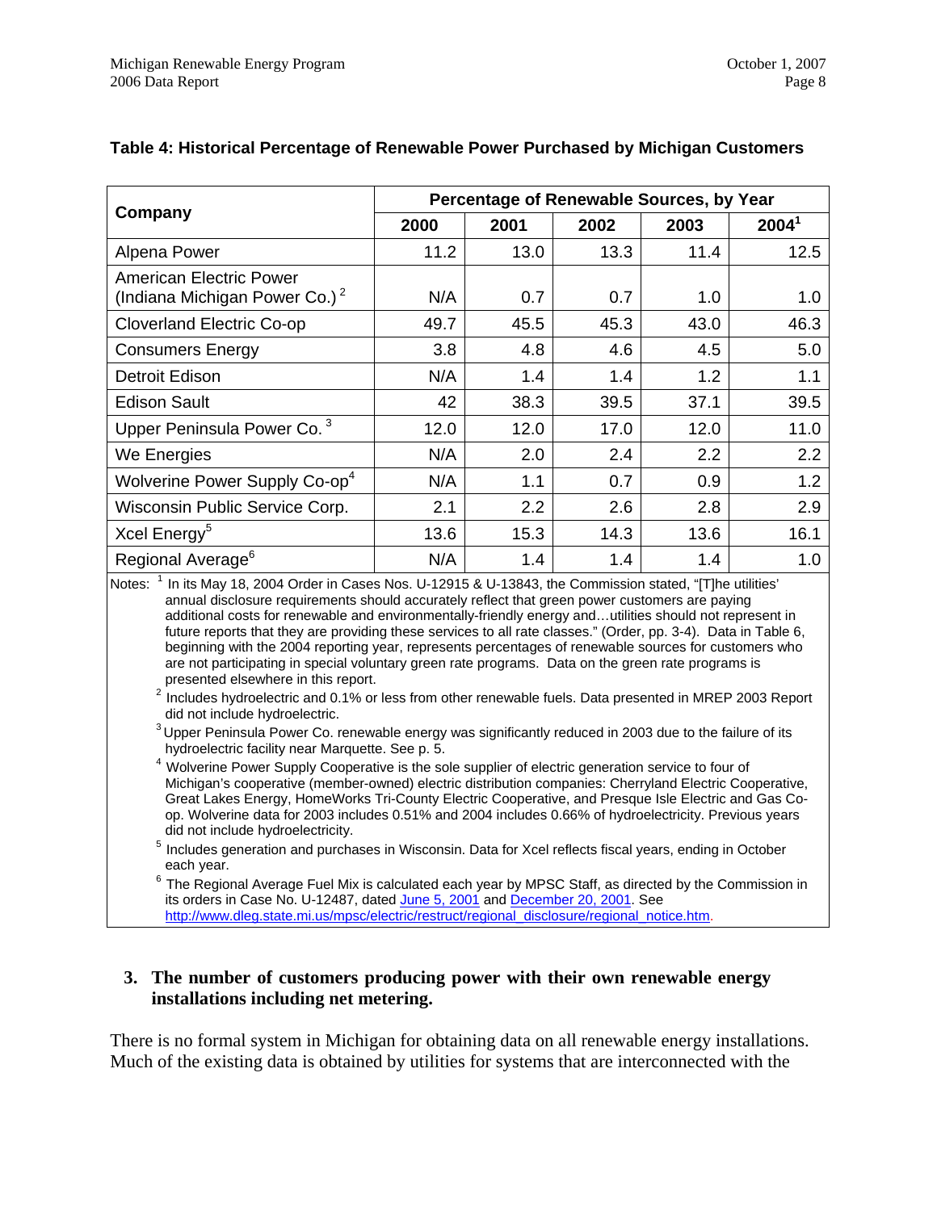### Table 4: Historical Percentage of Renewable Power Purchased by Michigan Customers

| Company | Percentage of Renewable Sources, by Year | | | | |
|---|---|---|---|---|---|
| | 2000 | 2001 | 2002 | 2003 | 2004[1] |
| Alpena Power | 11.2 | 13.0 | 13.3 | 11.4 | 12.5 |
| American Electric Power (Indiana Michigan Power Co.)[2] | N/A | 0.7 | 0.7 | 1.0 | 1.0 |
| Cloverland Electric Co-op | 49.7 | 45.5 | 45.3 | 43.0 | 46.3 |
| Consumers Energy | 3.8 | 4.8 | 4.6 | 4.5 | 5.0 |
| Detroit Edison | N/A | 1.4 | 1.4 | 1.2 | 1.1 |
| Edison Sault | 42 | 38.3 | 39.5 | 37.1 | 39.5 |
| Upper Peninsula Power Co.[3] | 12.0 | 12.0 | 17.0 | 12.0 | 11.0 |
| We Energies | N/A | 2.0 | 2.4 | 2.2 | 2.2 |
| Wolverine Power Supply Co-op[4] | N/A | 1.1 | 0.7 | 0.9 | 1.2 |
| Wisconsin Public Service Corp. | 2.1 | 2.2 | 2.6 | 2.8 | 2.9 |
| Xcel Energy[5] | 13.6 | 15.3 | 14.3 | 13.6 | 16.1 |
| Regional Average[6] | N/A | 1.4 | 1.4 | 1.4 | 1.0 |

Notes: [1] In its May 18, 2004 Order in Cases Nos. U-12915 & U-13843, the Commission stated, "[T]he utilities' annual disclosure requirements should accurately reflect that green power customers are paying additional costs for renewable and environmentally-friendly energy and…utilities should not represent in future reports that they are providing these services to all rate classes." (Order, pp. 3-4). Data in Table 6, beginning with the 2004 reporting year, represents percentages of renewable sources for customers who are not participating in special voluntary green rate programs. Data on the green rate programs is presented elsewhere in this report.

[2] Includes hydroelectric and 0.1% or less from other renewable fuels. Data presented in MREP 2003 Report did not include hydroelectric.

[3] Upper Peninsula Power Co. renewable energy was significantly reduced in 2003 due to the failure of its hydroelectric facility near Marquette. See p. 5.

[4] Wolverine Power Supply Cooperative is the sole supplier of electric generation service to four of Michigan's cooperative (member-owned) electric distribution companies: Cherryland Electric Cooperative, Great Lakes Energy, HomeWorks Tri-County Electric Cooperative, and Presque Isle Electric and Gas Co-op. Wolverine data for 2003 includes 0.51% and 2004 includes 0.66% of hydroelectricity. Previous years did not include hydroelectricity.

[5] Includes generation and purchases in Wisconsin. Data for Xcel reflects fiscal years, ending in October each year.

[6] The Regional Average Fuel Mix is calculated each year by MPSC Staff, as directed by the Commission in its orders in Case No. U-12487, dated June 5, 2001 and December 20, 2001. See http://www.dleg.state.mi.us/mpsc/electric/restruct/regional_disclosure/regional_notice.htm.

**3. The number of customers producing power with their own renewable energy installations including net metering.**

There is no formal system in Michigan for obtaining data on all renewable energy installations. Much of the existing data is obtained by utilities for systems that are interconnected with the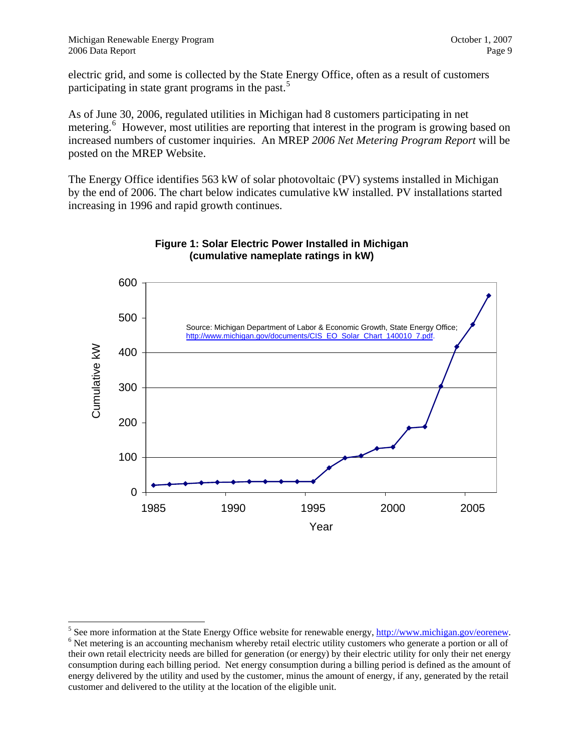electric grid, and some is collected by the State Energy Office, often as a result of customers participating in state grant programs in the past.[5]

As of June 30, 2006, regulated utilities in Michigan had 8 customers participating in net metering.[6] However, most utilities are reporting that interest in the program is growing based on increased numbers of customer inquiries. An MREP *2006 Net Metering Program Report* will be posted on the MREP Website.

The Energy Office identifies 563 kW of solar photovoltaic (PV) systems installed in Michigan by the end of 2006. The chart below indicates cumulative kW installed. PV installations started increasing in 1996 and rapid growth continues.

**Figure 1: Solar Electric Power Installed in Michigan (cumulative nameplate ratings in kW)**

Source: Michigan Department of Labor & Economic Growth, State Energy Office; http://www.michigan.gov/documents/CIS_EO_Solar_Chart_140010_7.pdf.

---

[5] See more information at the State Energy Office website for renewable energy, http://www.michigan.gov/eorenew.

[6] Net metering is an accounting mechanism whereby retail electric utility customers who generate a portion or all of their own retail electricity needs are billed for generation (or energy) by their electric utility for only their net energy consumption during each billing period. Net energy consumption during a billing period is defined as the amount of energy delivered by the utility and used by the customer, minus the amount of energy, if any, generated by the retail customer and delivered to the utility at the location of the eligible unit.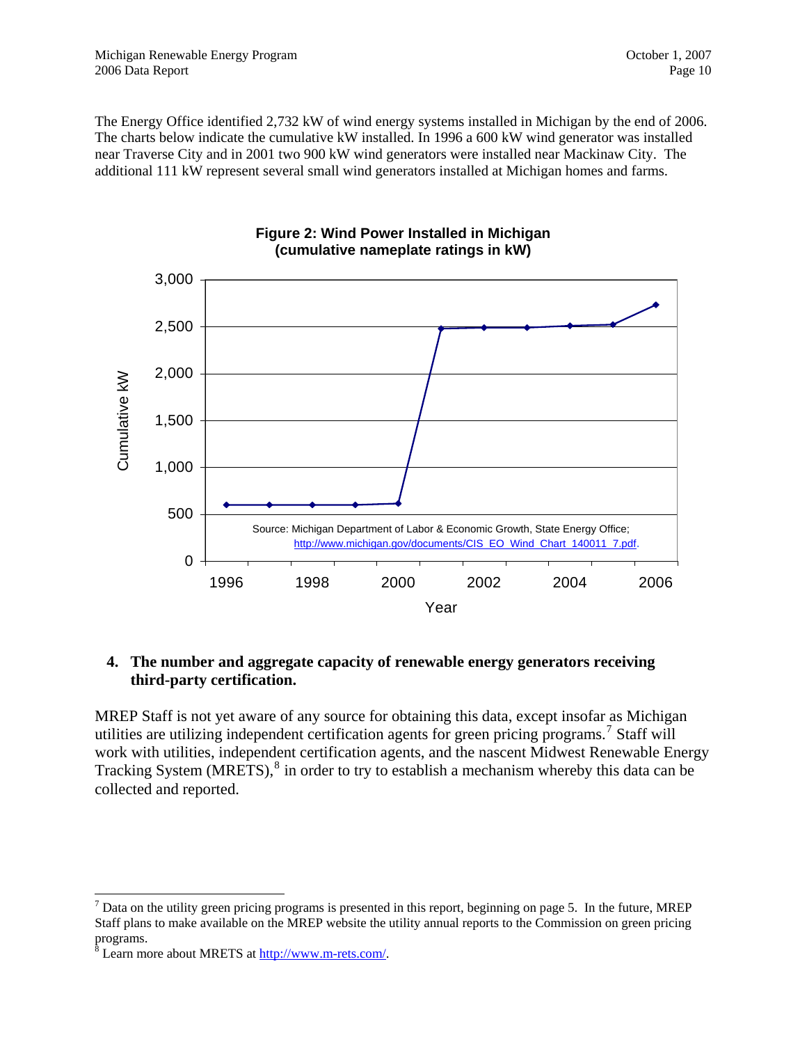The Energy Office identified 2,732 kW of wind energy systems installed in Michigan by the end of 2006. The charts below indicate the cumulative kW installed. In 1996 a 600 kW wind generator was installed near Traverse City and in 2001 two 900 kW wind generators were installed near Mackinaw City. The additional 111 kW represent several small wind generators installed at Michigan homes and farms.

**Figure 2: Wind Power Installed in Michigan (cumulative nameplate ratings in kW)**

Source: Michigan Department of Labor & Economic Growth, State Energy Office; http://www.michigan.gov/documents/CIS_EO_Wind_Chart_140011_7.pdf.

4. **The number and aggregate capacity of renewable energy generators receiving third-party certification.**

MREP Staff is not yet aware of any source for obtaining this data, except insofar as Michigan utilities are utilizing independent certification agents for green pricing programs.[7] Staff will work with utilities, independent certification agents, and the nascent Midwest Renewable Energy Tracking System (MRETS),[8] in order to try to establish a mechanism whereby this data can be collected and reported.

---

[7] Data on the utility green pricing programs is presented in this report, beginning on page 5. In the future, MREP Staff plans to make available on the MREP website the utility annual reports to the Commission on green pricing programs.

[8] Learn more about MRETS at [http://www.m-rets.com/](http://www.m-rets.com/).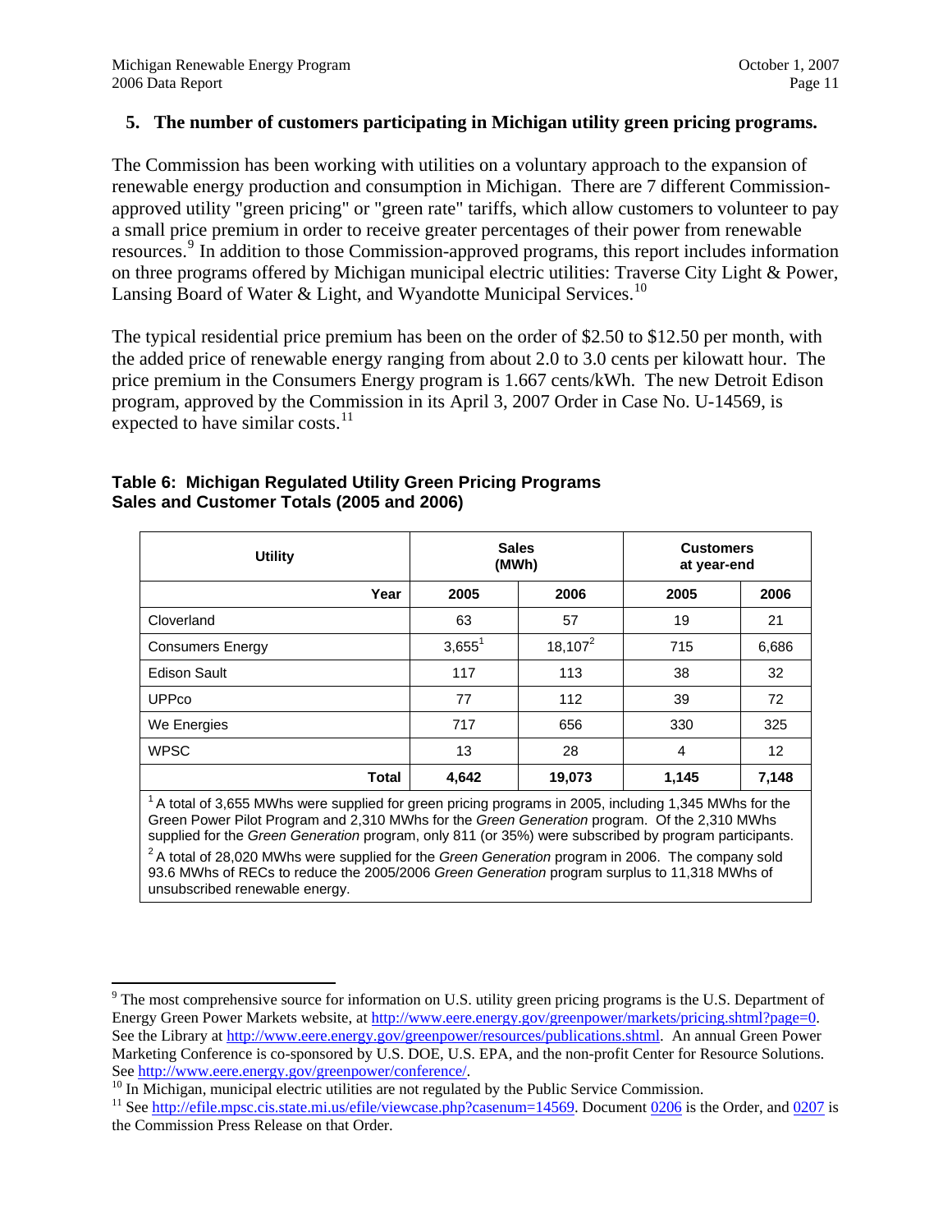## 5. The number of customers participating in Michigan utility green pricing programs.

The Commission has been working with utilities on a voluntary approach to the expansion of renewable energy production and consumption in Michigan. There are 7 different Commission-approved utility "green pricing" or "green rate" tariffs, which allow customers to volunteer to pay a small price premium in order to receive greater percentages of their power from renewable resources.[9] In addition to those Commission-approved programs, this report includes information on three programs offered by Michigan municipal electric utilities: Traverse City Light & Power, Lansing Board of Water & Light, and Wyandotte Municipal Services.[10]

The typical residential price premium has been on the order of $2.50 to $12.50 per month, with the added price of renewable energy ranging from about 2.0 to 3.0 cents per kilowatt hour. The price premium in the Consumers Energy program is 1.667 cents/kWh. The new Detroit Edison program, approved by the Commission in its April 3, 2007 Order in Case No. U-14569, is expected to have similar costs.[11]

**Table 6: Michigan Regulated Utility Green Pricing Programs Sales and Customer Totals (2005 and 2006)**

| Utility | Sales (MWh) | | Customers at year-end | |
|---|---|---|---|---|
| Year | 2005 | 2006 | 2005 | 2006 |
| Cloverland | 63 | 57 | 19 | 21 |
| Consumers Energy | 3,655[1] | 18,107[2] | 715 | 6,686 |
| Edison Sault | 117 | 113 | 38 | 32 |
| UPPco | 77 | 112 | 39 | 72 |
| We Energies | 717 | 656 | 330 | 325 |
| WPSC | 13 | 28 | 4 | 12 |
| **Total** | **4,642** | **19,073** | **1,145** | **7,148** |

[1] A total of 3,655 MWhs were supplied for green pricing programs in 2005, including 1,345 MWhs for the Green Power Pilot Program and 2,310 MWhs for the *Green Generation* program. Of the 2,310 MWhs supplied for the *Green Generation* program, only 811 (or 35%) were subscribed by program participants.

[2] A total of 28,020 MWhs were supplied for the *Green Generation* program in 2006. The company sold 93.6 MWhs of RECs to reduce the 2005/2006 *Green Generation* program surplus to 11,318 MWhs of unsubscribed renewable energy.

---

[9] The most comprehensive source for information on U.S. utility green pricing programs is the U.S. Department of Energy Green Power Markets website, at http://www.eere.energy.gov/greenpower/markets/pricing.shtml?page=0. See the Library at http://www.eere.energy.gov/greenpower/resources/publications.shtml. An annual Green Power Marketing Conference is co-sponsored by U.S. DOE, U.S. EPA, and the non-profit Center for Resource Solutions. See http://www.eere.energy.gov/greenpower/conference/.

[10] In Michigan, municipal electric utilities are not regulated by the Public Service Commission.

[11] See http://efile.mpsc.cis.state.mi.us/efile/viewcase.php?casenum=14569. Document 0206 is the Order, and 0207 is the Commission Press Release on that Order.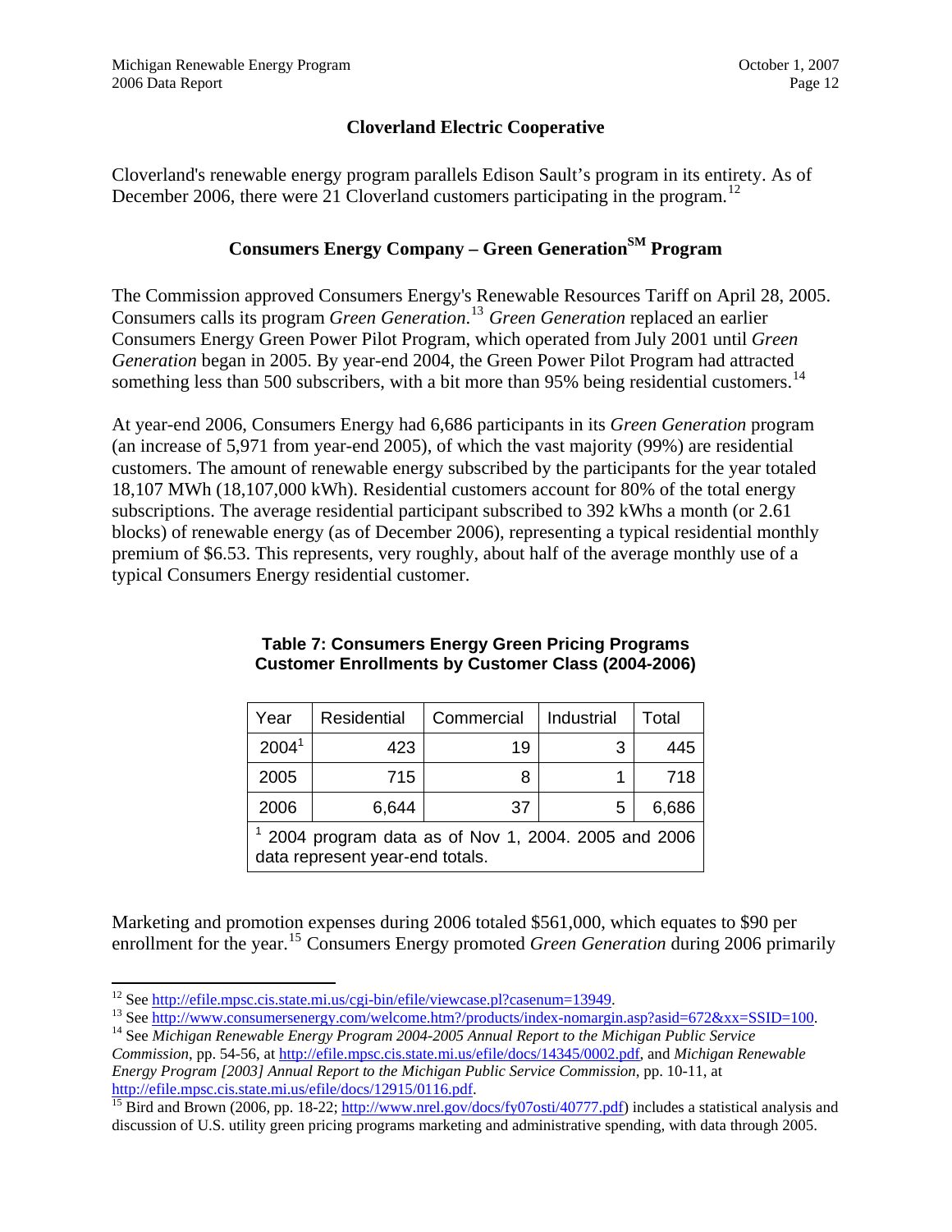## Cloverland Electric Cooperative

Cloverland's renewable energy program parallels Edison Sault's program in its entirety. As of December 2006, there were 21 Cloverland customers participating in the program.[12]

## Consumers Energy Company – Green Generation[SM] Program

The Commission approved Consumers Energy's Renewable Resources Tariff on April 28, 2005. Consumers calls its program *Green Generation*.[13] *Green Generation* replaced an earlier Consumers Energy Green Power Pilot Program, which operated from July 2001 until *Green Generation* began in 2005. By year-end 2004, the Green Power Pilot Program had attracted something less than 500 subscribers, with a bit more than 95% being residential customers.[14]

At year-end 2006, Consumers Energy had 6,686 participants in its *Green Generation* program (an increase of 5,971 from year-end 2005), of which the vast majority (99%) are residential customers. The amount of renewable energy subscribed by the participants for the year totaled 18,107 MWh (18,107,000 kWh). Residential customers account for 80% of the total energy subscriptions. The average residential participant subscribed to 392 kWhs a month (or 2.61 blocks) of renewable energy (as of December 2006), representing a typical residential monthly premium of $6.53. This represents, very roughly, about half of the average monthly use of a typical Consumers Energy residential customer.

**Table 7: Consumers Energy Green Pricing Programs Customer Enrollments by Customer Class (2004-2006)**

| Year | Residential | Commercial | Industrial | Total |
|---|---|---|---|---|
| 2004[1] | 423 | 19 | 3 | 445 |
| 2005 | 715 | 8 | 1 | 718 |
| 2006 | 6,644 | 37 | 5 | 6,686 |

[1] 2004 program data as of Nov 1, 2004. 2005 and 2006 data represent year-end totals.

Marketing and promotion expenses during 2006 totaled $561,000, which equates to $90 per enrollment for the year.[15] Consumers Energy promoted *Green Generation* during 2006 primarily

---

[12] See http://efile.mpsc.cis.state.mi.us/cgi-bin/efile/viewcase.pl?casenum=13949.

[13] See http://www.consumersenergy.com/welcome.htm?/products/index-nomargin.asp?asid=672&xx=SSID=100.

[14] See *Michigan Renewable Energy Program 2004-2005 Annual Report to the Michigan Public Service Commission*, pp. 54-56, at http://efile.mpsc.cis.state.mi.us/efile/docs/14345/0002.pdf, and *Michigan Renewable Energy Program [2003] Annual Report to the Michigan Public Service Commission*, pp. 10-11, at http://efile.mpsc.cis.state.mi.us/efile/docs/12915/0116.pdf.

[15] Bird and Brown (2006, pp. 18-22; http://www.nrel.gov/docs/fy07osti/40777.pdf) includes a statistical analysis and discussion of U.S. utility green pricing programs marketing and administrative spending, with data through 2005.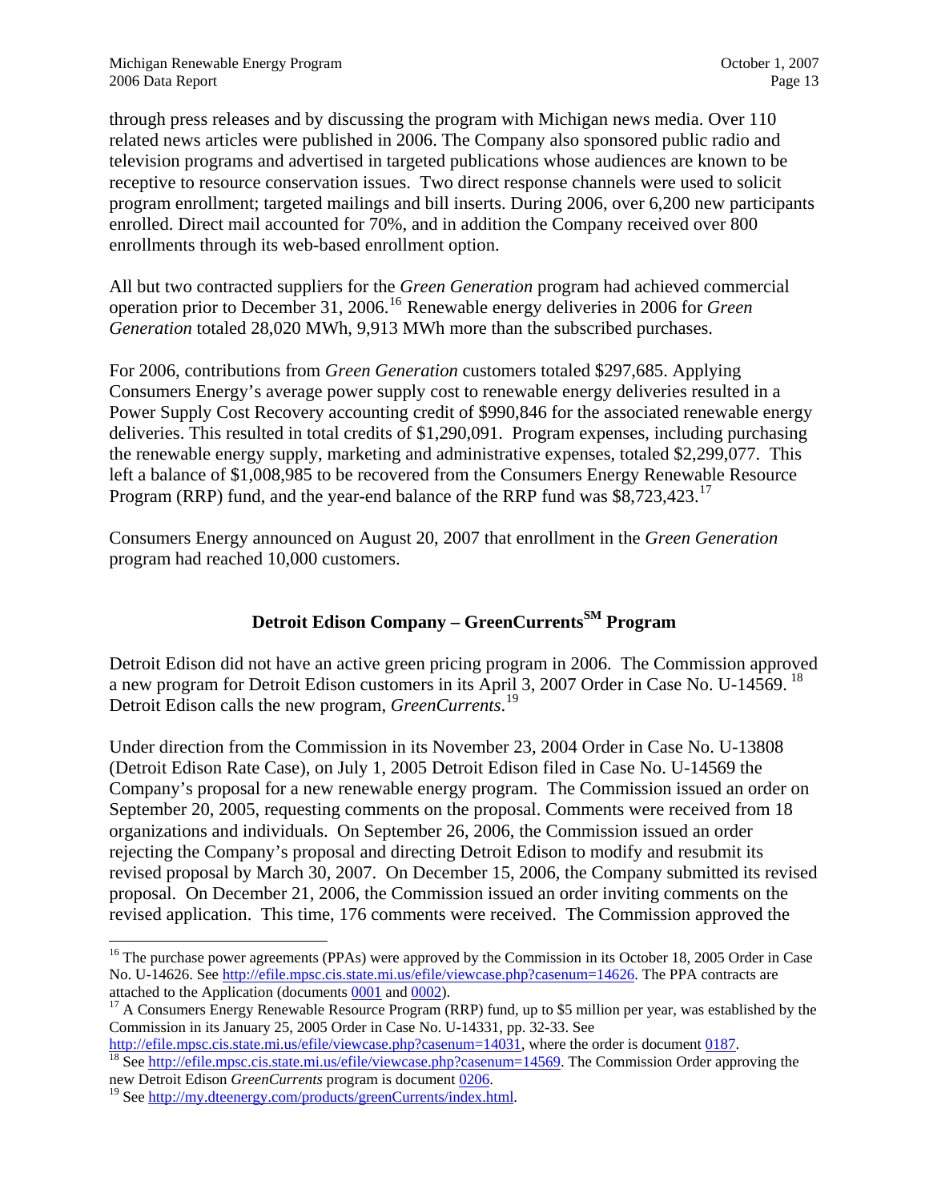through press releases and by discussing the program with Michigan news media. Over 110 related news articles were published in 2006. The Company also sponsored public radio and television programs and advertised in targeted publications whose audiences are known to be receptive to resource conservation issues. Two direct response channels were used to solicit program enrollment; targeted mailings and bill inserts. During 2006, over 6,200 new participants enrolled. Direct mail accounted for 70%, and in addition the Company received over 800 enrollments through its web-based enrollment option.

All but two contracted suppliers for the *Green Generation* program had achieved commercial operation prior to December 31, 2006.[16] Renewable energy deliveries in 2006 for *Green Generation* totaled 28,020 MWh, 9,913 MWh more than the subscribed purchases.

For 2006, contributions from *Green Generation* customers totaled $297,685. Applying Consumers Energy's average power supply cost to renewable energy deliveries resulted in a Power Supply Cost Recovery accounting credit of $990,846 for the associated renewable energy deliveries. This resulted in total credits of $1,290,091. Program expenses, including purchasing the renewable energy supply, marketing and administrative expenses, totaled $2,299,077. This left a balance of $1,008,985 to be recovered from the Consumers Energy Renewable Resource Program (RRP) fund, and the year-end balance of the RRP fund was $8,723,423.[17]

Consumers Energy announced on August 20, 2007 that enrollment in the *Green Generation* program had reached 10,000 customers.

## Detroit Edison Company – GreenCurrents[SM] Program

Detroit Edison did not have an active green pricing program in 2006. The Commission approved a new program for Detroit Edison customers in its April 3, 2007 Order in Case No. U-14569.[18] Detroit Edison calls the new program, *GreenCurrents*.[19]

Under direction from the Commission in its November 23, 2004 Order in Case No. U-13808 (Detroit Edison Rate Case), on July 1, 2005 Detroit Edison filed in Case No. U-14569 the Company's proposal for a new renewable energy program. The Commission issued an order on September 20, 2005, requesting comments on the proposal. Comments were received from 18 organizations and individuals. On September 26, 2006, the Commission issued an order rejecting the Company's proposal and directing Detroit Edison to modify and resubmit its revised proposal by March 30, 2007. On December 15, 2006, the Company submitted its revised proposal. On December 21, 2006, the Commission issued an order inviting comments on the revised application. This time, 176 comments were received. The Commission approved the

---

[16] The purchase power agreements (PPAs) were approved by the Commission in its October 18, 2005 Order in Case No. U-14626. See http://efile.mpsc.cis.state.mi.us/efile/viewcase.php?casenum=14626. The PPA contracts are attached to the Application (documents 0001 and 0002).

[17] A Consumers Energy Renewable Resource Program (RRP) fund, up to $5 million per year, was established by the Commission in its January 25, 2005 Order in Case No. U-14331, pp. 32-33. See http://efile.mpsc.cis.state.mi.us/efile/viewcase.php?casenum=14031, where the order is document 0187.

[18] See http://efile.mpsc.cis.state.mi.us/efile/viewcase.php?casenum=14569. The Commission Order approving the new Detroit Edison *GreenCurrents* program is document 0206.

[19] See http://my.dteenergy.com/products/greenCurrents/index.html.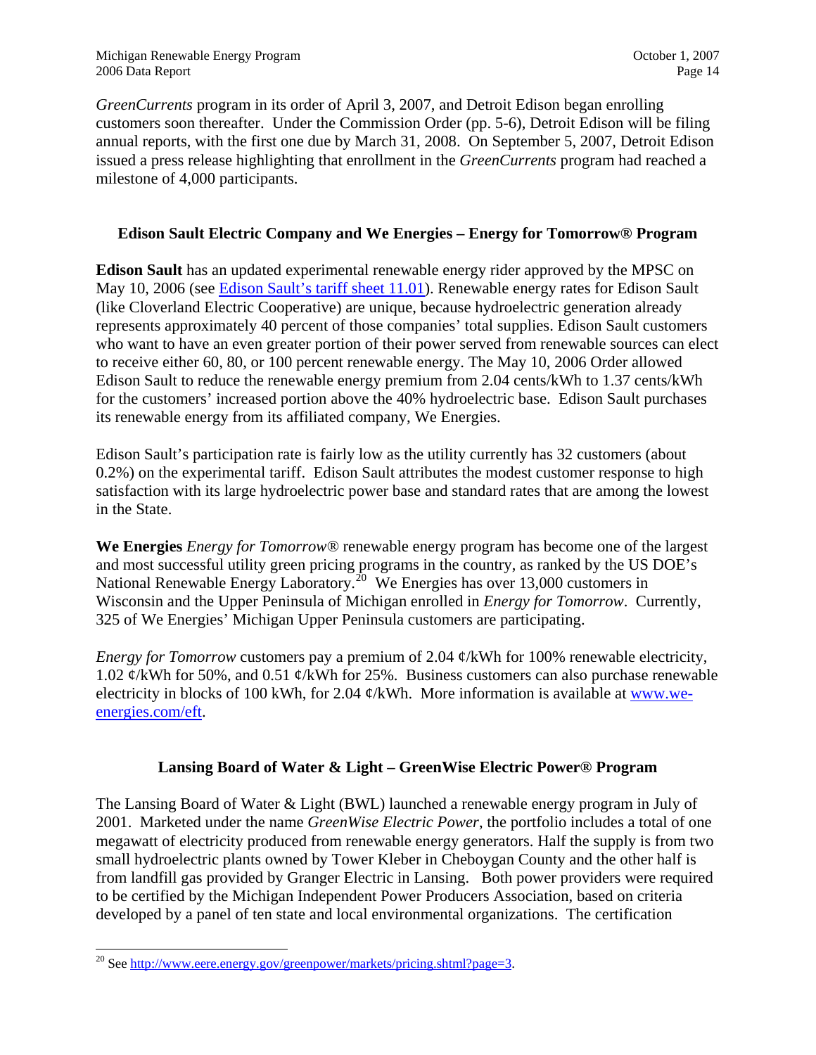*GreenCurrents* program in its order of April 3, 2007, and Detroit Edison began enrolling customers soon thereafter. Under the Commission Order (pp. 5-6), Detroit Edison will be filing annual reports, with the first one due by March 31, 2008. On September 5, 2007, Detroit Edison issued a press release highlighting that enrollment in the *GreenCurrents* program had reached a milestone of 4,000 participants.

### Edison Sault Electric Company and We Energies – Energy for Tomorrow® Program

**Edison Sault** has an updated experimental renewable energy rider approved by the MPSC on May 10, 2006 (see [Edison Sault's tariff sheet 11.01](Edison Sault's tariff sheet 11.01)). Renewable energy rates for Edison Sault (like Cloverland Electric Cooperative) are unique, because hydroelectric generation already represents approximately 40 percent of those companies' total supplies. Edison Sault customers who want to have an even greater portion of their power served from renewable sources can elect to receive either 60, 80, or 100 percent renewable energy. The May 10, 2006 Order allowed Edison Sault to reduce the renewable energy premium from 2.04 cents/kWh to 1.37 cents/kWh for the customers' increased portion above the 40% hydroelectric base. Edison Sault purchases its renewable energy from its affiliated company, We Energies.

Edison Sault's participation rate is fairly low as the utility currently has 32 customers (about 0.2%) on the experimental tariff. Edison Sault attributes the modest customer response to high satisfaction with its large hydroelectric power base and standard rates that are among the lowest in the State.

**We Energies** *Energy for Tomorrow*® renewable energy program has become one of the largest and most successful utility green pricing programs in the country, as ranked by the US DOE's National Renewable Energy Laboratory.[20] We Energies has over 13,000 customers in Wisconsin and the Upper Peninsula of Michigan enrolled in *Energy for Tomorrow*. Currently, 325 of We Energies' Michigan Upper Peninsula customers are participating.

*Energy for Tomorrow* customers pay a premium of 2.04 ¢/kWh for 100% renewable electricity, 1.02 ¢/kWh for 50%, and 0.51 ¢/kWh for 25%. Business customers can also purchase renewable electricity in blocks of 100 kWh, for 2.04 ¢/kWh. More information is available at [www.we-energies.com/eft](www.we-energies.com/eft).

### Lansing Board of Water & Light – GreenWise Electric Power® Program

The Lansing Board of Water & Light (BWL) launched a renewable energy program in July of 2001. Marketed under the name *GreenWise Electric Power*, the portfolio includes a total of one megawatt of electricity produced from renewable energy generators. Half the supply is from two small hydroelectric plants owned by Tower Kleber in Cheboygan County and the other half is from landfill gas provided by Granger Electric in Lansing. Both power providers were required to be certified by the Michigan Independent Power Producers Association, based on criteria developed by a panel of ten state and local environmental organizations. The certification

---

[20] See [http://www.eere.energy.gov/greenpower/markets/pricing.shtml?page=3](http://www.eere.energy.gov/greenpower/markets/pricing.shtml?page=3).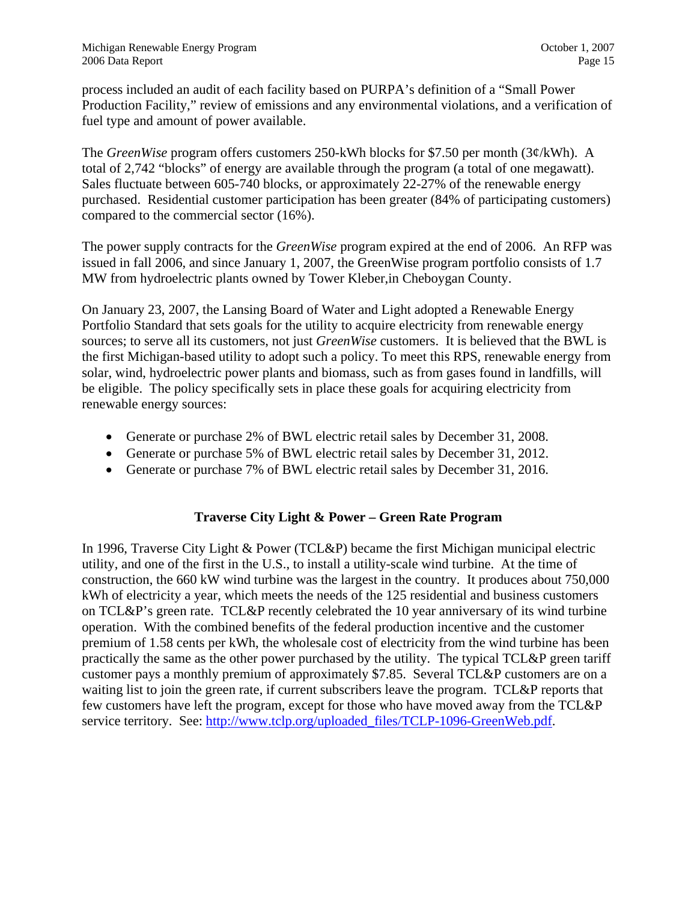process included an audit of each facility based on PURPA's definition of a "Small Power Production Facility," review of emissions and any environmental violations, and a verification of fuel type and amount of power available.

The *GreenWise* program offers customers 250-kWh blocks for $7.50 per month (3¢/kWh). A total of 2,742 "blocks" of energy are available through the program (a total of one megawatt). Sales fluctuate between 605-740 blocks, or approximately 22-27% of the renewable energy purchased. Residential customer participation has been greater (84% of participating customers) compared to the commercial sector (16%).

The power supply contracts for the *GreenWise* program expired at the end of 2006. An RFP was issued in fall 2006, and since January 1, 2007, the GreenWise program portfolio consists of 1.7 MW from hydroelectric plants owned by Tower Kleber,in Cheboygan County.

On January 23, 2007, the Lansing Board of Water and Light adopted a Renewable Energy Portfolio Standard that sets goals for the utility to acquire electricity from renewable energy sources; to serve all its customers, not just *GreenWise* customers. It is believed that the BWL is the first Michigan-based utility to adopt such a policy. To meet this RPS, renewable energy from solar, wind, hydroelectric power plants and biomass, such as from gases found in landfills, will be eligible. The policy specifically sets in place these goals for acquiring electricity from renewable energy sources:

- Generate or purchase 2% of BWL electric retail sales by December 31, 2008.
- Generate or purchase 5% of BWL electric retail sales by December 31, 2012.
- Generate or purchase 7% of BWL electric retail sales by December 31, 2016.

### Traverse City Light & Power – Green Rate Program

In 1996, Traverse City Light & Power (TCL&P) became the first Michigan municipal electric utility, and one of the first in the U.S., to install a utility-scale wind turbine. At the time of construction, the 660 kW wind turbine was the largest in the country. It produces about 750,000 kWh of electricity a year, which meets the needs of the 125 residential and business customers on TCL&P's green rate. TCL&P recently celebrated the 10 year anniversary of its wind turbine operation. With the combined benefits of the federal production incentive and the customer premium of 1.58 cents per kWh, the wholesale cost of electricity from the wind turbine has been practically the same as the other power purchased by the utility. The typical TCL&P green tariff customer pays a monthly premium of approximately $7.85. Several TCL&P customers are on a waiting list to join the green rate, if current subscribers leave the program. TCL&P reports that few customers have left the program, except for those who have moved away from the TCL&P service territory. See: [http://www.tclp.org/uploaded_files/TCLP-1096-GreenWeb.pdf](http://www.tclp.org/uploaded_files/TCLP-1096-GreenWeb.pdf).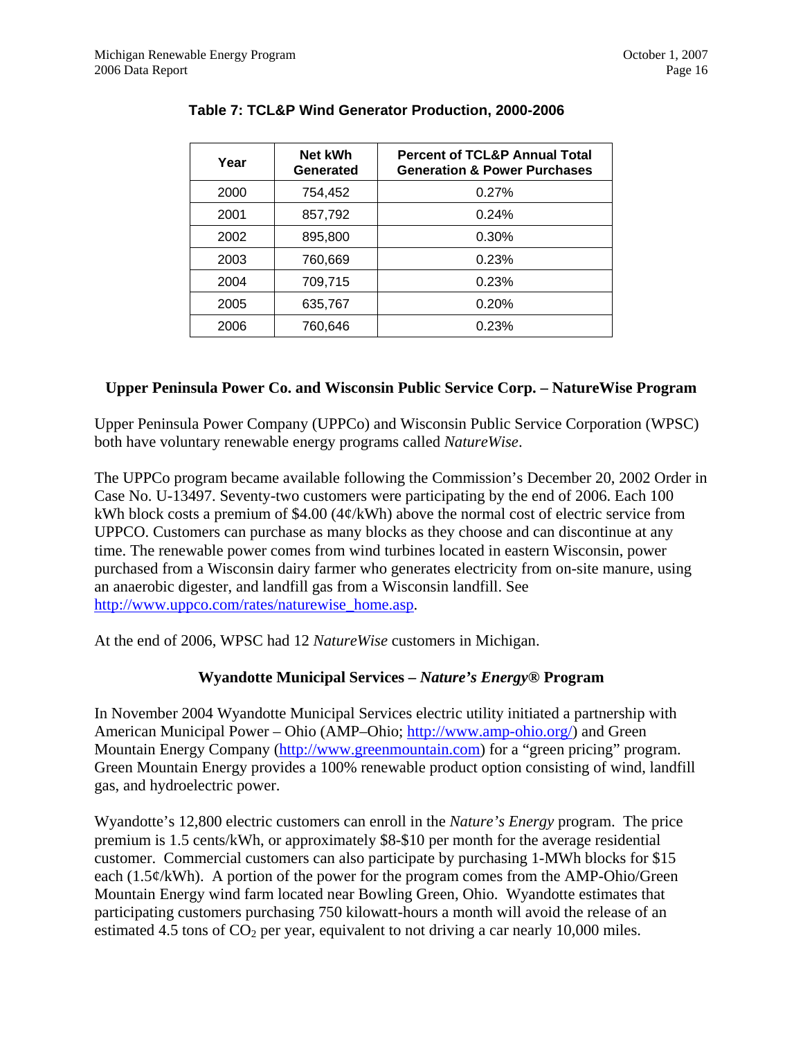**Table 7: TCL&P Wind Generator Production, 2000-2006**

| Year | Net kWh Generated | Percent of TCL&P Annual Total Generation & Power Purchases |
|---|---|---|
| 2000 | 754,452 | 0.27% |
| 2001 | 857,792 | 0.24% |
| 2002 | 895,800 | 0.30% |
| 2003 | 760,669 | 0.23% |
| 2004 | 709,715 | 0.23% |
| 2005 | 635,767 | 0.20% |
| 2006 | 760,646 | 0.23% |

### Upper Peninsula Power Co. and Wisconsin Public Service Corp. – NatureWise Program

Upper Peninsula Power Company (UPPCo) and Wisconsin Public Service Corporation (WPSC) both have voluntary renewable energy programs called *NatureWise*.

The UPPCo program became available following the Commission's December 20, 2002 Order in Case No. U-13497. Seventy-two customers were participating by the end of 2006. Each 100 kWh block costs a premium of $4.00 (4¢/kWh) above the normal cost of electric service from UPPCO. Customers can purchase as many blocks as they choose and can discontinue at any time. The renewable power comes from wind turbines located in eastern Wisconsin, power purchased from a Wisconsin dairy farmer who generates electricity from on-site manure, using an anaerobic digester, and landfill gas from a Wisconsin landfill. See http://www.uppco.com/rates/naturewise_home.asp.

At the end of 2006, WPSC had 12 *NatureWise* customers in Michigan.

### Wyandotte Municipal Services – *Nature's Energy*® Program

In November 2004 Wyandotte Municipal Services electric utility initiated a partnership with American Municipal Power – Ohio (AMP–Ohio; http://www.amp-ohio.org/) and Green Mountain Energy Company (http://www.greenmountain.com) for a "green pricing" program. Green Mountain Energy provides a 100% renewable product option consisting of wind, landfill gas, and hydroelectric power.

Wyandotte's 12,800 electric customers can enroll in the *Nature's Energy* program. The price premium is 1.5 cents/kWh, or approximately $8-$10 per month for the average residential customer. Commercial customers can also participate by purchasing 1-MWh blocks for $15 each (1.5¢/kWh). A portion of the power for the program comes from the AMP-Ohio/Green Mountain Energy wind farm located near Bowling Green, Ohio. Wyandotte estimates that participating customers purchasing 750 kilowatt-hours a month will avoid the release of an estimated 4.5 tons of $CO_2$ per year, equivalent to not driving a car nearly 10,000 miles.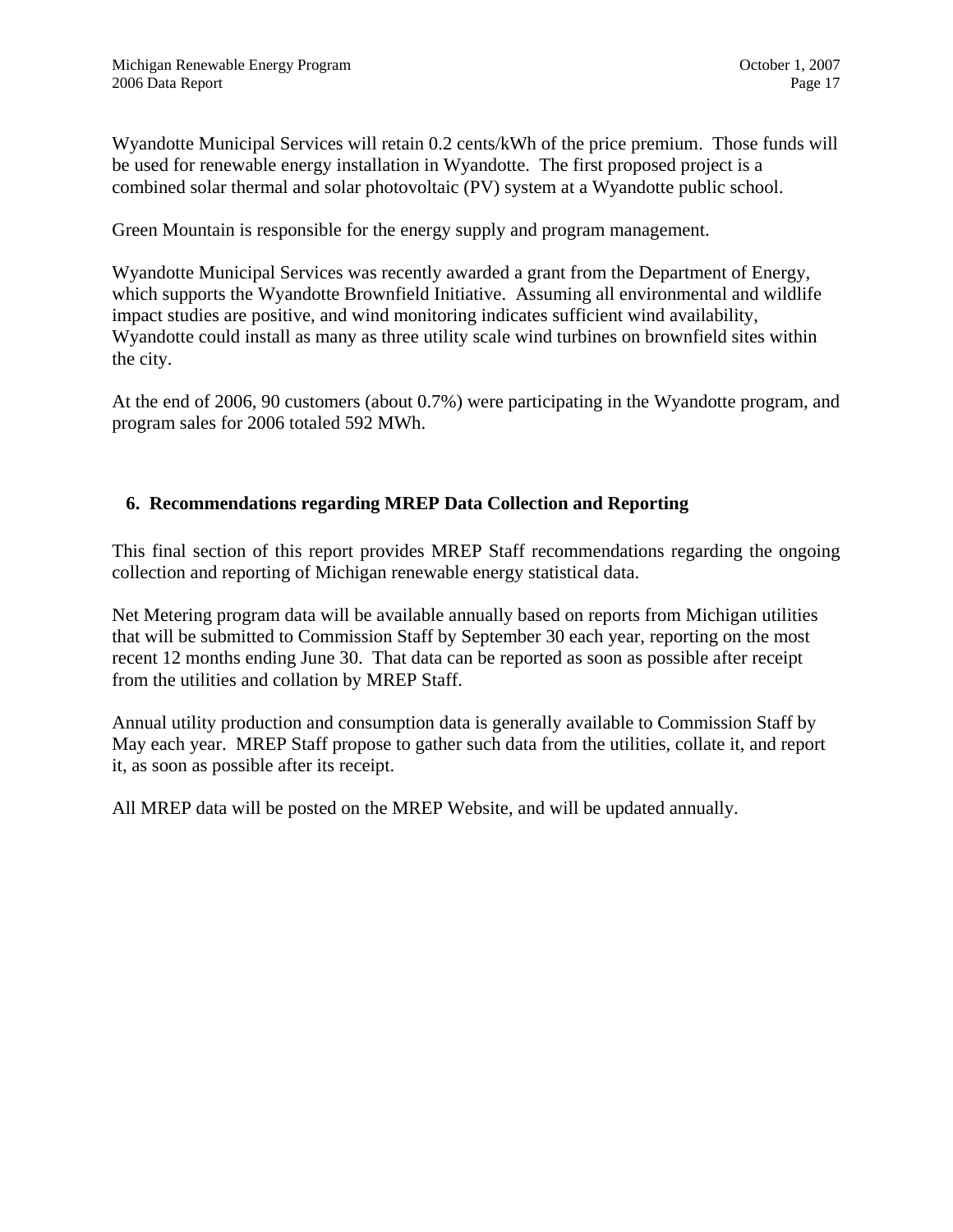Wyandotte Municipal Services will retain 0.2 cents/kWh of the price premium. Those funds will be used for renewable energy installation in Wyandotte. The first proposed project is a combined solar thermal and solar photovoltaic (PV) system at a Wyandotte public school.

Green Mountain is responsible for the energy supply and program management.

Wyandotte Municipal Services was recently awarded a grant from the Department of Energy, which supports the Wyandotte Brownfield Initiative. Assuming all environmental and wildlife impact studies are positive, and wind monitoring indicates sufficient wind availability, Wyandotte could install as many as three utility scale wind turbines on brownfield sites within the city.

At the end of 2006, 90 customers (about 0.7%) were participating in the Wyandotte program, and program sales for 2006 totaled 592 MWh.

## 6. Recommendations regarding MREP Data Collection and Reporting

This final section of this report provides MREP Staff recommendations regarding the ongoing collection and reporting of Michigan renewable energy statistical data.

Net Metering program data will be available annually based on reports from Michigan utilities that will be submitted to Commission Staff by September 30 each year, reporting on the most recent 12 months ending June 30. That data can be reported as soon as possible after receipt from the utilities and collation by MREP Staff.

Annual utility production and consumption data is generally available to Commission Staff by May each year. MREP Staff propose to gather such data from the utilities, collate it, and report it, as soon as possible after its receipt.

All MREP data will be posted on the MREP Website, and will be updated annually.